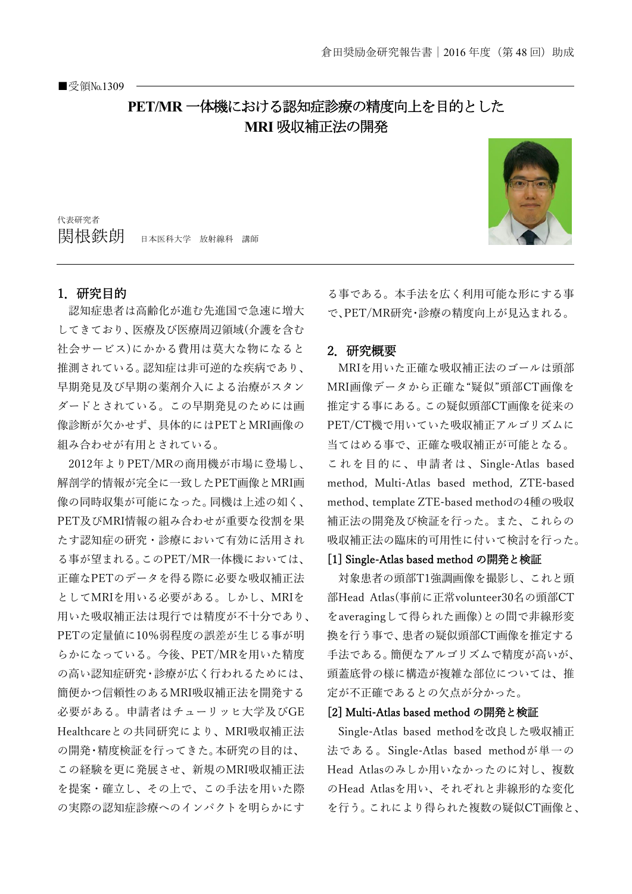■受領№1309

# PET/MR 一体機における認知症診療の精度向上を目的とした MRI 吸収補正法の開発

代表研究者
関根鉄朗　日本医科大学　放射線科　講師

## 1. 研究目的

認知症患者は高齢化が進む先進国で急速に増大してきており、医療及び医療周辺領域(介護を含む社会サービス)にかかる費用は莫大な物になると推測されている。認知症は非可逆的な疾病であり、早期発見及び早期の薬剤介入による治療がスタンダードとされている。この早期発見のためには画像診断が欠かせず、具体的にはPETとMRI画像の組み合わせが有用とされている。

2012年よりPET/MRの商用機が市場に登場し、解剖学的情報が完全に一致したPET画像とMRI画像の同時収集が可能になった。同機は上述の如く、PET及びMRI情報の組み合わせが重要な役割を果たす認知症の研究・診療において有効に活用される事が望まれる。このPET/MR一体機においては、正確なPETのデータを得る際に必要な吸収補正法としてMRIを用いる必要がある。しかし、MRIを用いた吸収補正法は現行では精度が不十分であり、PETの定量値に10%弱程度の誤差が生じる事が明らかになっている。今後、PET/MRを用いた精度の高い認知症研究・診療が広く行われるためには、簡便かつ信頼性のあるMRI吸収補正法を開発する必要がある。申請者はチューリッヒ大学及びGE Healthcareとの共同研究により、MRI吸収補正法の開発・精度検証を行ってきた。本研究の目的は、この経験を更に発展させ、新規のMRI吸収補正法を提案・確立し、その上で、この手法を用いた際の実際の認知症診療へのインパクトを明らかにする事である。本手法を広く利用可能な形にする事で、PET/MR研究・診療の精度向上が見込まれる。

## 2. 研究概要

MRIを用いた正確な吸収補正法のゴールは頭部MRI画像データから正確な“疑似”頭部CT画像を推定する事にある。この疑似頭部CT画像を従来のPET/CT機で用いていた吸収補正アルゴリズムに当てはめる事で、正確な吸収補正が可能となる。これを目的に、申請者は、Single-Atlas based method, Multi-Atlas based method, ZTE-based method、template ZTE-based methodの4種の吸収補正法の開発及び検証を行った。また、これらの吸収補正法の臨床的可用性に付いて検討を行った。

**[1] Single-Atlas based method の開発と検証**

対象患者の頭部T1強調画像を撮影し、これと頭部Head Atlas(事前に正常volunteer30名の頭部CTをaveragingして得られた画像)との間で非線形変換を行う事で、患者の疑似頭部CT画像を推定する手法である。簡便なアルゴリズムで精度が高いが、頭蓋底骨の様に構造が複雑な部位については、推定が不正確であるとの欠点が分かった。

**[2] Multi-Atlas based method の開発と検証**

Single-Atlas based methodを改良した吸収補正法である。Single-Atlas based methodが単一のHead Atlasのみしか用いなかったのに対し、複数のHead Atlasを用い、それぞれと非線形的な変化を行う。これにより得られた複数の疑似CT画像と、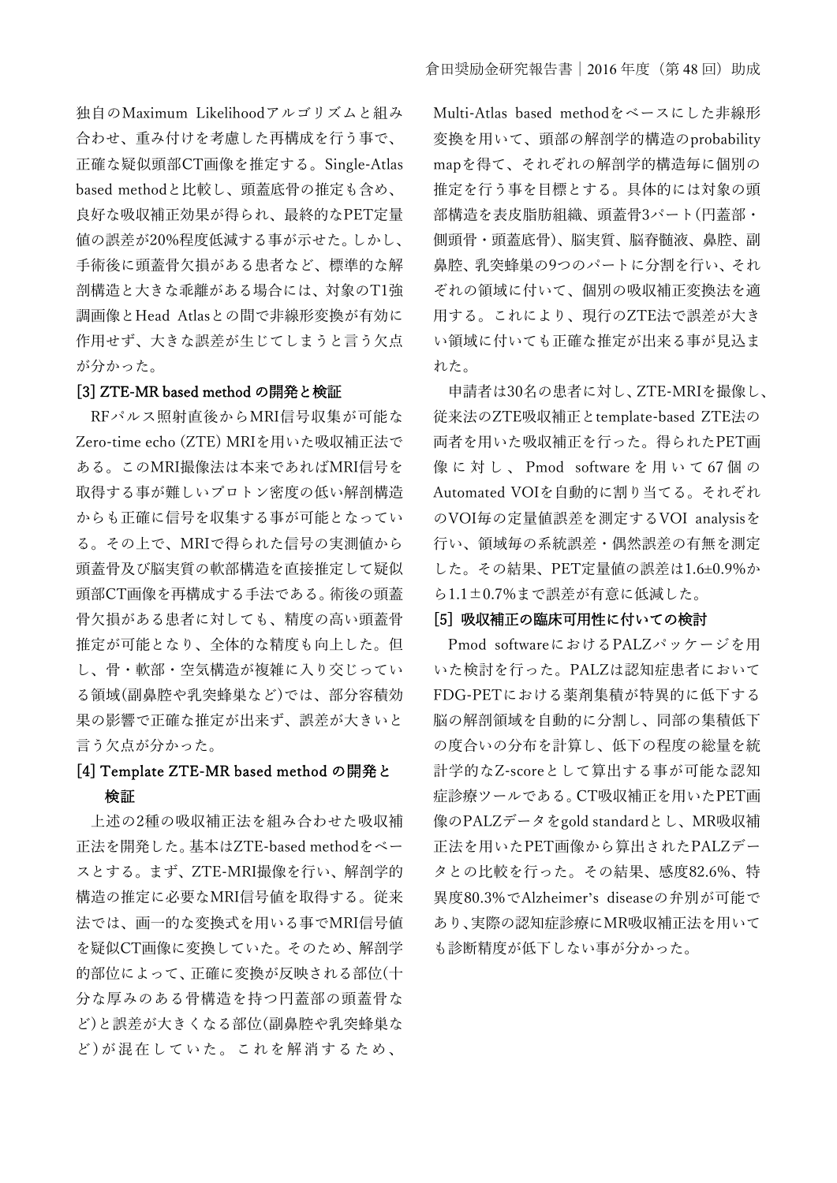独自のMaximum Likelihoodアルゴリズムと組み合わせ、重み付けを考慮した再構成を行う事で、正確な疑似頭部CT画像を推定する。Single-Atlas based methodと比較し、頭蓋底骨の推定も含め、良好な吸収補正効果が得られ、最終的なPET定量値の誤差が20%程度低減する事が示せた。しかし、手術後に頭蓋骨欠損がある患者など、標準的な解剖構造と大きな乖離がある場合には、対象のT1強調画像とHead Atlasとの間で非線形変換が有効に作用せず、大きな誤差が生じてしまうと言う欠点が分かった。

### [3] ZTE-MR based method の開発と検証

RFパルス照射直後からMRI信号収集が可能なZero-time echo (ZTE) MRIを用いた吸収補正法である。このMRI撮像法は本来であればMRI信号を取得する事が難しいプロトン密度の低い解剖構造からも正確に信号を収集する事が可能となっている。その上で、MRIで得られた信号の実測値から頭蓋骨及び脳実質の軟部構造を直接推定して疑似頭部CT画像を再構成する手法である。術後の頭蓋骨欠損がある患者に対しても、精度の高い頭蓋骨推定が可能となり、全体的な精度も向上した。但し、骨・軟部・空気構造が複雑に入り交じっている領域(副鼻腔や乳突蜂巣など)では、部分容積効果の影響で正確な推定が出来ず、誤差が大きいと言う欠点が分かった。

### [4] Template ZTE-MR based method の開発と検証

上述の2種の吸収補正法を組み合わせた吸収補正法を開発した。基本はZTE-based methodをベースとする。まず、ZTE-MRI撮像を行い、解剖学的構造の推定に必要なMRI信号値を取得する。従来法では、画一的な変換式を用いる事でMRI信号値を疑似CT画像に変換していた。そのため、解剖学的部位によって、正確に変換が反映される部位(十分な厚みのある骨構造を持つ円蓋部の頭蓋骨など)と誤差が大きくなる部位(副鼻腔や乳突蜂巣など)が混在していた。これを解消するため、Multi-Atlas based methodをベースにした非線形変換を用いて、頭部の解剖学的構造のprobability mapを得て、それぞれの解剖学的構造毎に個別の推定を行う事を目標とする。具体的には対象の頭部構造を表皮脂肪組織、頭蓋骨3パート(円蓋部・側頭骨・頭蓋底骨)、脳実質、脳脊髄液、鼻腔、副鼻腔、乳突蜂巣の9つのパートに分割を行い、それぞれの領域に付いて、個別の吸収補正変換法を適用する。これにより、現行のZTE法で誤差が大きい領域に付いても正確な推定が出来る事が見込まれた。

申請者は30名の患者に対し、ZTE-MRIを撮像し、従来法のZTE吸収補正とtemplate-based ZTE法の両者を用いた吸収補正を行った。得られたPET画像に対し、Pmod softwareを用いて67個のAutomated VOIを自動的に割り当てる。それぞれのVOI毎の定量値誤差を測定するVOI analysisを行い、領域毎の系統誤差・偶然誤差の有無を測定した。その結果、PET定量値の誤差は1.6±0.9%から1.1±0.7%まで誤差が有意に低減した。

### [5] 吸収補正の臨床可用性に付いての検討

Pmod softwareにおけるPALZパッケージを用いた検討を行った。PALZは認知症患者においてFDG-PETにおける薬剤集積が特異的に低下する脳の解剖領域を自動的に分割し、同部の集積低下の度合いの分布を計算し、低下の程度の総量を統計学的なZ-scoreとして算出する事が可能な認知症診療ツールである。CT吸収補正を用いたPET画像のPALZデータをgold standardとし、MR吸収補正法を用いたPET画像から算出されたPALZデータとの比較を行った。その結果、感度82.6%、特異度80.3%でAlzheimer's diseaseの弁別が可能であり、実際の認知症診療にMR吸収補正法を用いても診断精度が低下しない事が分かった。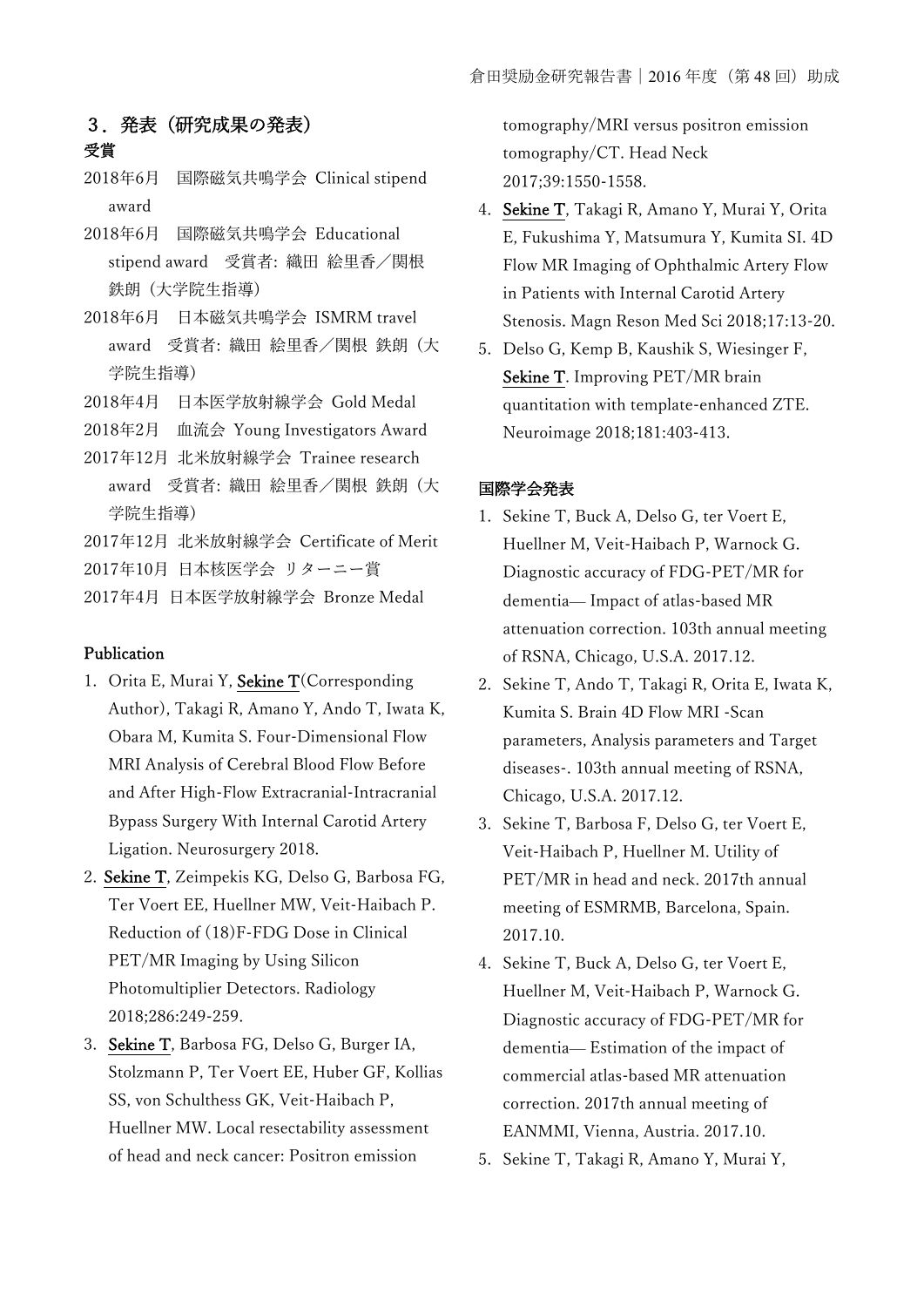## ３．発表（研究成果の発表）

### 受賞

2018年6月　国際磁気共鳴学会 Clinical stipend award

2018年6月　国際磁気共鳴学会 Educational stipend award　受賞者: 織田 絵里香／関根 鉄朗（大学院生指導）

2018年6月　日本磁気共鳴学会 ISMRM travel award　受賞者: 織田 絵里香／関根 鉄朗（大学院生指導）

2018年4月　日本医学放射線学会 Gold Medal

2018年2月　血流会 Young Investigators Award

2017年12月 北米放射線学会 Trainee research award　受賞者: 織田 絵里香／関根 鉄朗（大学院生指導）

2017年12月 北米放射線学会 Certificate of Merit

2017年10月 日本核医学会 リターニー賞

2017年4月 日本医学放射線学会 Bronze Medal

### Publication

1. Orita E, Murai Y, Sekine T(Corresponding Author), Takagi R, Amano Y, Ando T, Iwata K, Obara M, Kumita S. Four-Dimensional Flow MRI Analysis of Cerebral Blood Flow Before and After High-Flow Extracranial-Intracranial Bypass Surgery With Internal Carotid Artery Ligation. Neurosurgery 2018.
2. Sekine T, Zeimpekis KG, Delso G, Barbosa FG, Ter Voert EE, Huellner MW, Veit-Haibach P. Reduction of (18)F-FDG Dose in Clinical PET/MR Imaging by Using Silicon Photomultiplier Detectors. Radiology 2018;286:249-259.
3. Sekine T, Barbosa FG, Delso G, Burger IA, Stolzmann P, Ter Voert EE, Huber GF, Kollias SS, von Schulthess GK, Veit-Haibach P, Huellner MW. Local resectability assessment of head and neck cancer: Positron emission tomography/MRI versus positron emission tomography/CT. Head Neck 2017;39:1550-1558.
4. Sekine T, Takagi R, Amano Y, Murai Y, Orita E, Fukushima Y, Matsumura Y, Kumita SI. 4D Flow MR Imaging of Ophthalmic Artery Flow in Patients with Internal Carotid Artery Stenosis. Magn Reson Med Sci 2018;17:13-20.
5. Delso G, Kemp B, Kaushik S, Wiesinger F, Sekine T. Improving PET/MR brain quantitation with template-enhanced ZTE. Neuroimage 2018;181:403-413.

### 国際学会発表

1. Sekine T, Buck A, Delso G, ter Voert E, Huellner M, Veit-Haibach P, Warnock G. Diagnostic accuracy of FDG-PET/MR for dementia— Impact of atlas-based MR attenuation correction. 103th annual meeting of RSNA, Chicago, U.S.A. 2017.12.
2. Sekine T, Ando T, Takagi R, Orita E, Iwata K, Kumita S. Brain 4D Flow MRI -Scan parameters, Analysis parameters and Target diseases-. 103th annual meeting of RSNA, Chicago, U.S.A. 2017.12.
3. Sekine T, Barbosa F, Delso G, ter Voert E, Veit-Haibach P, Huellner M. Utility of PET/MR in head and neck. 2017th annual meeting of ESMRMB, Barcelona, Spain. 2017.10.
4. Sekine T, Buck A, Delso G, ter Voert E, Huellner M, Veit-Haibach P, Warnock G. Diagnostic accuracy of FDG-PET/MR for dementia— Estimation of the impact of commercial atlas-based MR attenuation correction. 2017th annual meeting of EANMMI, Vienna, Austria. 2017.10.
5. Sekine T, Takagi R, Amano Y, Murai Y,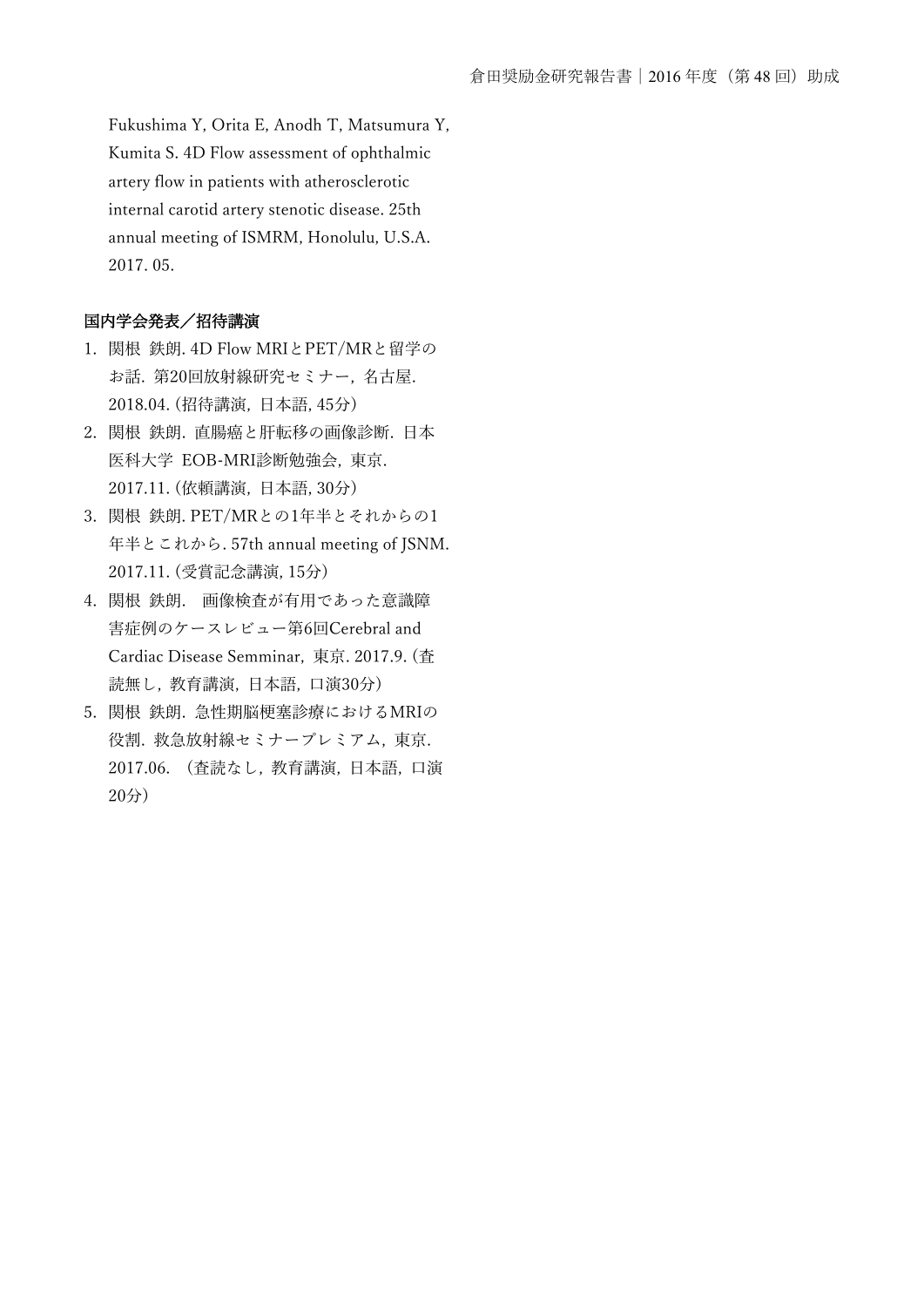Fukushima Y, Orita E, Anodh T, Matsumura Y, Kumita S. 4D Flow assessment of ophthalmic artery flow in patients with atherosclerotic internal carotid artery stenotic disease. 25th annual meeting of ISMRM, Honolulu, U.S.A. 2017. 05.

**国内学会発表／招待講演**

1. 関根 鉄朗. 4D Flow MRIとPET/MRと留学のお話. 第20回放射線研究セミナー，名古屋. 2018.04. (招待講演，日本語, 45分)
2. 関根 鉄朗. 直腸癌と肝転移の画像診断. 日本医科大学 EOB-MRI診断勉強会，東京. 2017.11. (依頼講演，日本語, 30分)
3. 関根 鉄朗. PET/MRとの1年半とそれからの1年半とこれから. 57th annual meeting of JSNM. 2017.11. (受賞記念講演, 15分)
4. 関根 鉄朗.　画像検査が有用であった意識障害症例のケースレビュー第6回Cerebral and Cardiac Disease Semminar，東京. 2017.9. (査読無し，教育講演，日本語，口演30分)
5. 関根 鉄朗. 急性期脳梗塞診療におけるMRIの役割. 救急放射線セミナープレミアム，東京. 2017.06. （査読なし，教育講演，日本語，口演20分）